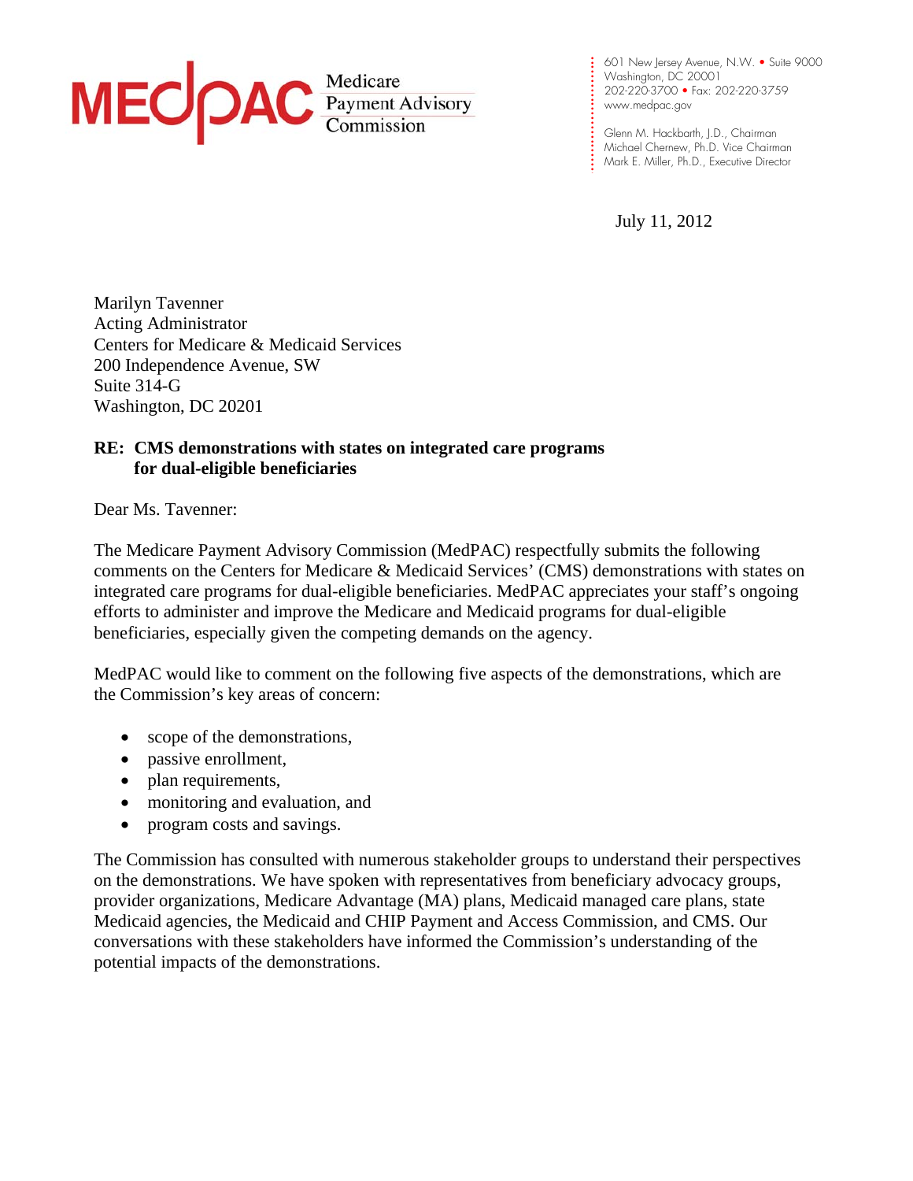MEDPAC Medicare Payment Advisory Commission

601 New Jersey Avenue, N.W. • Suite 9000
Washington, DC 20001
202-220-3700 • Fax: 202-220-3759
www.medpac.gov

Glenn M. Hackbarth, J.D., Chairman
Michael Chernew, Ph.D. Vice Chairman
Mark E. Miller, Ph.D., Executive Director

July 11, 2012

Marilyn Tavenner
Acting Administrator
Centers for Medicare & Medicaid Services
200 Independence Avenue, SW
Suite 314-G
Washington, DC 20201

**RE: CMS demonstrations with states on integrated care programs for dual-eligible beneficiaries**

Dear Ms. Tavenner:

The Medicare Payment Advisory Commission (MedPAC) respectfully submits the following comments on the Centers for Medicare & Medicaid Services' (CMS) demonstrations with states on integrated care programs for dual-eligible beneficiaries. MedPAC appreciates your staff's ongoing efforts to administer and improve the Medicare and Medicaid programs for dual-eligible beneficiaries, especially given the competing demands on the agency.

MedPAC would like to comment on the following five aspects of the demonstrations, which are the Commission's key areas of concern:

- scope of the demonstrations,
- passive enrollment,
- plan requirements,
- monitoring and evaluation, and
- program costs and savings.

The Commission has consulted with numerous stakeholder groups to understand their perspectives on the demonstrations. We have spoken with representatives from beneficiary advocacy groups, provider organizations, Medicare Advantage (MA) plans, Medicaid managed care plans, state Medicaid agencies, the Medicaid and CHIP Payment and Access Commission, and CMS. Our conversations with these stakeholders have informed the Commission's understanding of the potential impacts of the demonstrations.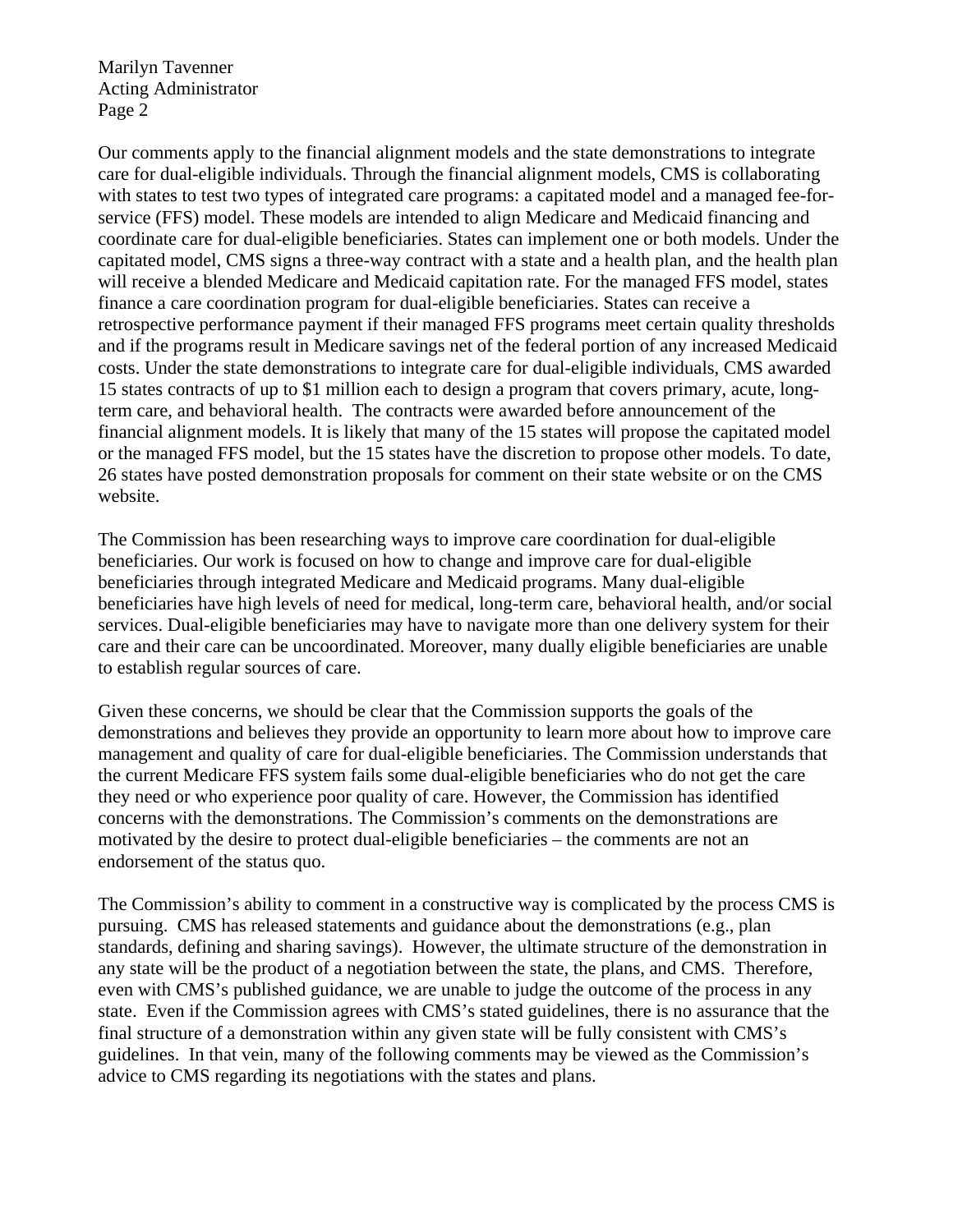Our comments apply to the financial alignment models and the state demonstrations to integrate care for dual-eligible individuals. Through the financial alignment models, CMS is collaborating with states to test two types of integrated care programs: a capitated model and a managed fee-for-service (FFS) model. These models are intended to align Medicare and Medicaid financing and coordinate care for dual-eligible beneficiaries. States can implement one or both models. Under the capitated model, CMS signs a three-way contract with a state and a health plan, and the health plan will receive a blended Medicare and Medicaid capitation rate. For the managed FFS model, states finance a care coordination program for dual-eligible beneficiaries. States can receive a retrospective performance payment if their managed FFS programs meet certain quality thresholds and if the programs result in Medicare savings net of the federal portion of any increased Medicaid costs. Under the state demonstrations to integrate care for dual-eligible individuals, CMS awarded 15 states contracts of up to $1 million each to design a program that covers primary, acute, long-term care, and behavioral health. The contracts were awarded before announcement of the financial alignment models. It is likely that many of the 15 states will propose the capitated model or the managed FFS model, but the 15 states have the discretion to propose other models. To date, 26 states have posted demonstration proposals for comment on their state website or on the CMS website.

The Commission has been researching ways to improve care coordination for dual-eligible beneficiaries. Our work is focused on how to change and improve care for dual-eligible beneficiaries through integrated Medicare and Medicaid programs. Many dual-eligible beneficiaries have high levels of need for medical, long-term care, behavioral health, and/or social services. Dual-eligible beneficiaries may have to navigate more than one delivery system for their care and their care can be uncoordinated. Moreover, many dually eligible beneficiaries are unable to establish regular sources of care.

Given these concerns, we should be clear that the Commission supports the goals of the demonstrations and believes they provide an opportunity to learn more about how to improve care management and quality of care for dual-eligible beneficiaries. The Commission understands that the current Medicare FFS system fails some dual-eligible beneficiaries who do not get the care they need or who experience poor quality of care. However, the Commission has identified concerns with the demonstrations. The Commission's comments on the demonstrations are motivated by the desire to protect dual-eligible beneficiaries – the comments are not an endorsement of the status quo.

The Commission's ability to comment in a constructive way is complicated by the process CMS is pursuing. CMS has released statements and guidance about the demonstrations (e.g., plan standards, defining and sharing savings). However, the ultimate structure of the demonstration in any state will be the product of a negotiation between the state, the plans, and CMS. Therefore, even with CMS's published guidance, we are unable to judge the outcome of the process in any state. Even if the Commission agrees with CMS's stated guidelines, there is no assurance that the final structure of a demonstration within any given state will be fully consistent with CMS's guidelines. In that vein, many of the following comments may be viewed as the Commission's advice to CMS regarding its negotiations with the states and plans.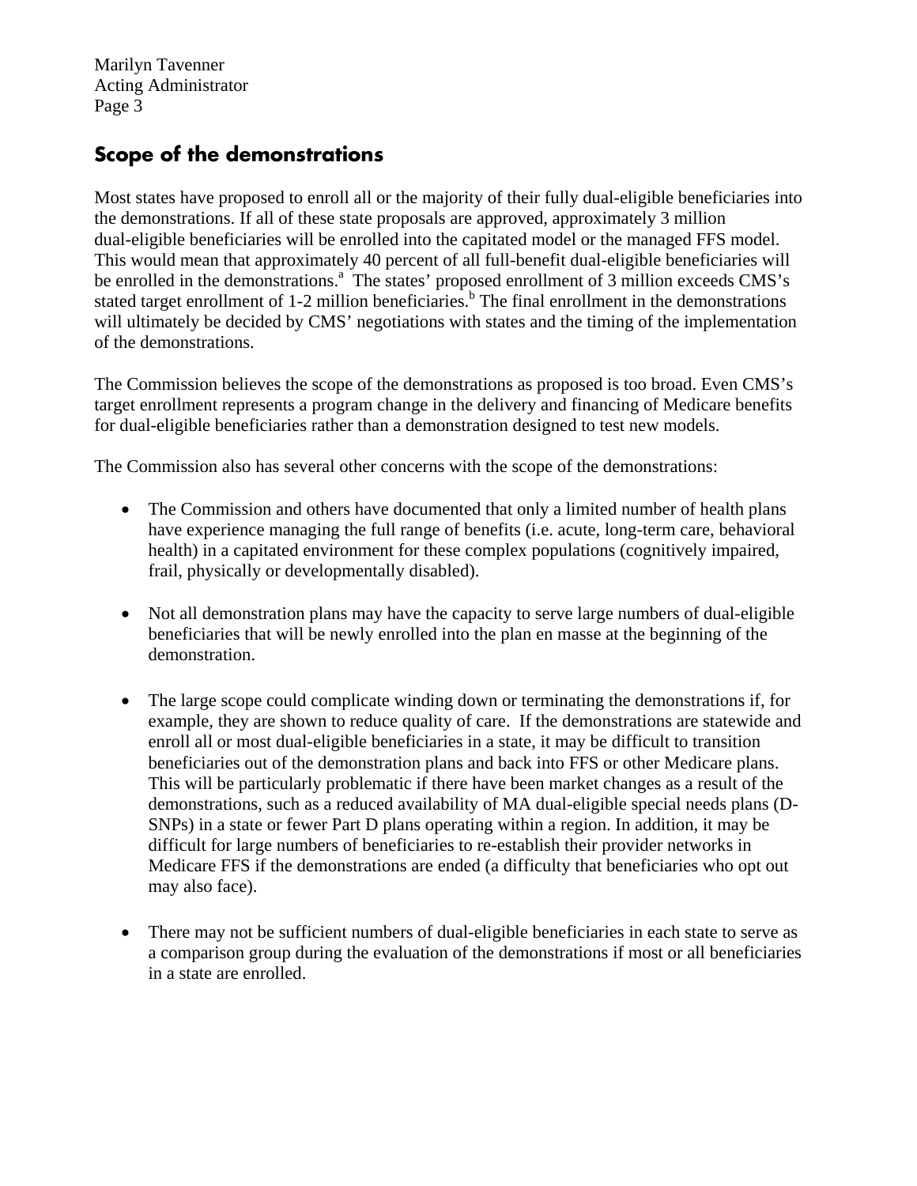## Scope of the demonstrations

Most states have proposed to enroll all or the majority of their fully dual-eligible beneficiaries into the demonstrations. If all of these state proposals are approved, approximately 3 million dual-eligible beneficiaries will be enrolled into the capitated model or the managed FFS model. This would mean that approximately 40 percent of all full-benefit dual-eligible beneficiaries will be enrolled in the demonstrations.[a] The states' proposed enrollment of 3 million exceeds CMS's stated target enrollment of 1-2 million beneficiaries.[b] The final enrollment in the demonstrations will ultimately be decided by CMS' negotiations with states and the timing of the implementation of the demonstrations.

The Commission believes the scope of the demonstrations as proposed is too broad. Even CMS's target enrollment represents a program change in the delivery and financing of Medicare benefits for dual-eligible beneficiaries rather than a demonstration designed to test new models.

The Commission also has several other concerns with the scope of the demonstrations:

- The Commission and others have documented that only a limited number of health plans have experience managing the full range of benefits (i.e. acute, long-term care, behavioral health) in a capitated environment for these complex populations (cognitively impaired, frail, physically or developmentally disabled).

- Not all demonstration plans may have the capacity to serve large numbers of dual-eligible beneficiaries that will be newly enrolled into the plan en masse at the beginning of the demonstration.

- The large scope could complicate winding down or terminating the demonstrations if, for example, they are shown to reduce quality of care. If the demonstrations are statewide and enroll all or most dual-eligible beneficiaries in a state, it may be difficult to transition beneficiaries out of the demonstration plans and back into FFS or other Medicare plans. This will be particularly problematic if there have been market changes as a result of the demonstrations, such as a reduced availability of MA dual-eligible special needs plans (D-SNPs) in a state or fewer Part D plans operating within a region. In addition, it may be difficult for large numbers of beneficiaries to re-establish their provider networks in Medicare FFS if the demonstrations are ended (a difficulty that beneficiaries who opt out may also face).

- There may not be sufficient numbers of dual-eligible beneficiaries in each state to serve as a comparison group during the evaluation of the demonstrations if most or all beneficiaries in a state are enrolled.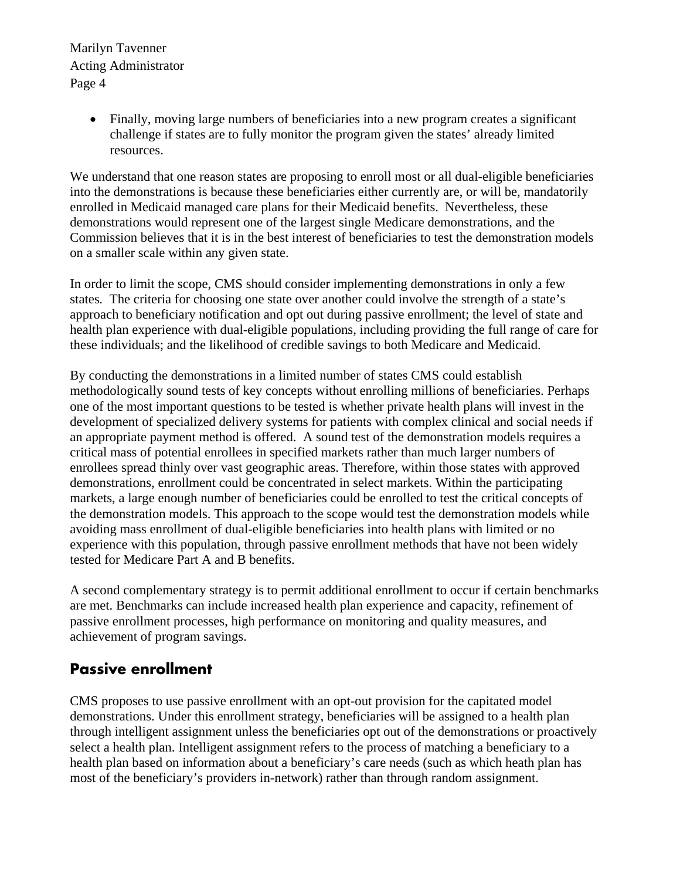- Finally, moving large numbers of beneficiaries into a new program creates a significant challenge if states are to fully monitor the program given the states' already limited resources.

We understand that one reason states are proposing to enroll most or all dual-eligible beneficiaries into the demonstrations is because these beneficiaries either currently are, or will be, mandatorily enrolled in Medicaid managed care plans for their Medicaid benefits. Nevertheless, these demonstrations would represent one of the largest single Medicare demonstrations, and the Commission believes that it is in the best interest of beneficiaries to test the demonstration models on a smaller scale within any given state.

In order to limit the scope, CMS should consider implementing demonstrations in only a few states. The criteria for choosing one state over another could involve the strength of a state's approach to beneficiary notification and opt out during passive enrollment; the level of state and health plan experience with dual-eligible populations, including providing the full range of care for these individuals; and the likelihood of credible savings to both Medicare and Medicaid.

By conducting the demonstrations in a limited number of states CMS could establish methodologically sound tests of key concepts without enrolling millions of beneficiaries. Perhaps one of the most important questions to be tested is whether private health plans will invest in the development of specialized delivery systems for patients with complex clinical and social needs if an appropriate payment method is offered. A sound test of the demonstration models requires a critical mass of potential enrollees in specified markets rather than much larger numbers of enrollees spread thinly over vast geographic areas. Therefore, within those states with approved demonstrations, enrollment could be concentrated in select markets. Within the participating markets, a large enough number of beneficiaries could be enrolled to test the critical concepts of the demonstration models. This approach to the scope would test the demonstration models while avoiding mass enrollment of dual-eligible beneficiaries into health plans with limited or no experience with this population, through passive enrollment methods that have not been widely tested for Medicare Part A and B benefits.

A second complementary strategy is to permit additional enrollment to occur if certain benchmarks are met. Benchmarks can include increased health plan experience and capacity, refinement of passive enrollment processes, high performance on monitoring and quality measures, and achievement of program savings.

## Passive enrollment

CMS proposes to use passive enrollment with an opt-out provision for the capitated model demonstrations. Under this enrollment strategy, beneficiaries will be assigned to a health plan through intelligent assignment unless the beneficiaries opt out of the demonstrations or proactively select a health plan. Intelligent assignment refers to the process of matching a beneficiary to a health plan based on information about a beneficiary's care needs (such as which heath plan has most of the beneficiary's providers in-network) rather than through random assignment.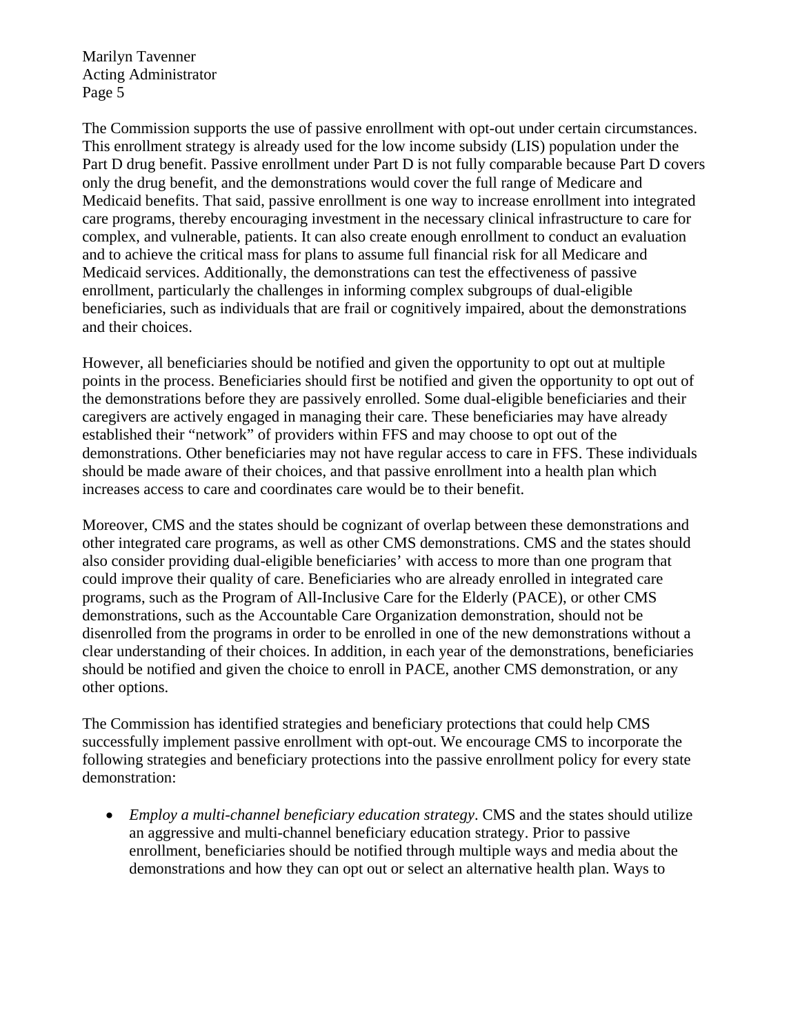The Commission supports the use of passive enrollment with opt-out under certain circumstances. This enrollment strategy is already used for the low income subsidy (LIS) population under the Part D drug benefit. Passive enrollment under Part D is not fully comparable because Part D covers only the drug benefit, and the demonstrations would cover the full range of Medicare and Medicaid benefits. That said, passive enrollment is one way to increase enrollment into integrated care programs, thereby encouraging investment in the necessary clinical infrastructure to care for complex, and vulnerable, patients. It can also create enough enrollment to conduct an evaluation and to achieve the critical mass for plans to assume full financial risk for all Medicare and Medicaid services. Additionally, the demonstrations can test the effectiveness of passive enrollment, particularly the challenges in informing complex subgroups of dual-eligible beneficiaries, such as individuals that are frail or cognitively impaired, about the demonstrations and their choices.

However, all beneficiaries should be notified and given the opportunity to opt out at multiple points in the process. Beneficiaries should first be notified and given the opportunity to opt out of the demonstrations before they are passively enrolled. Some dual-eligible beneficiaries and their caregivers are actively engaged in managing their care. These beneficiaries may have already established their "network" of providers within FFS and may choose to opt out of the demonstrations. Other beneficiaries may not have regular access to care in FFS. These individuals should be made aware of their choices, and that passive enrollment into a health plan which increases access to care and coordinates care would be to their benefit.

Moreover, CMS and the states should be cognizant of overlap between these demonstrations and other integrated care programs, as well as other CMS demonstrations. CMS and the states should also consider providing dual-eligible beneficiaries' with access to more than one program that could improve their quality of care. Beneficiaries who are already enrolled in integrated care programs, such as the Program of All-Inclusive Care for the Elderly (PACE), or other CMS demonstrations, such as the Accountable Care Organization demonstration, should not be disenrolled from the programs in order to be enrolled in one of the new demonstrations without a clear understanding of their choices. In addition, in each year of the demonstrations, beneficiaries should be notified and given the choice to enroll in PACE, another CMS demonstration, or any other options.

The Commission has identified strategies and beneficiary protections that could help CMS successfully implement passive enrollment with opt-out. We encourage CMS to incorporate the following strategies and beneficiary protections into the passive enrollment policy for every state demonstration:

- *Employ a multi-channel beneficiary education strategy*. CMS and the states should utilize an aggressive and multi-channel beneficiary education strategy. Prior to passive enrollment, beneficiaries should be notified through multiple ways and media about the demonstrations and how they can opt out or select an alternative health plan. Ways to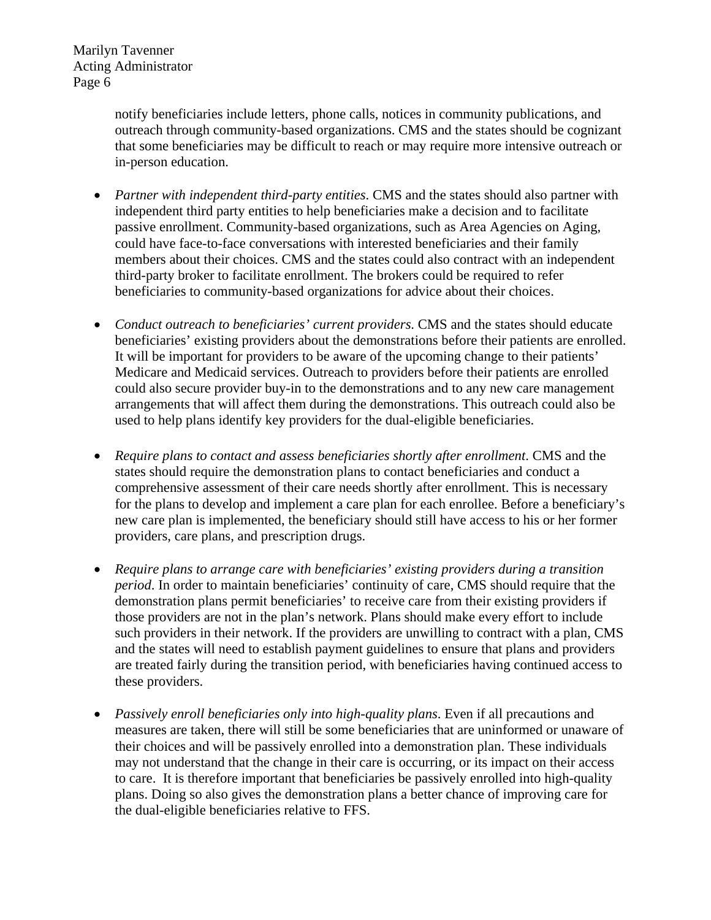notify beneficiaries include letters, phone calls, notices in community publications, and outreach through community-based organizations. CMS and the states should be cognizant that some beneficiaries may be difficult to reach or may require more intensive outreach or in-person education.

- *Partner with independent third-party entities*. CMS and the states should also partner with independent third party entities to help beneficiaries make a decision and to facilitate passive enrollment. Community-based organizations, such as Area Agencies on Aging, could have face-to-face conversations with interested beneficiaries and their family members about their choices. CMS and the states could also contract with an independent third-party broker to facilitate enrollment. The brokers could be required to refer beneficiaries to community-based organizations for advice about their choices.

- *Conduct outreach to beneficiaries' current providers*. CMS and the states should educate beneficiaries' existing providers about the demonstrations before their patients are enrolled. It will be important for providers to be aware of the upcoming change to their patients' Medicare and Medicaid services. Outreach to providers before their patients are enrolled could also secure provider buy-in to the demonstrations and to any new care management arrangements that will affect them during the demonstrations. This outreach could also be used to help plans identify key providers for the dual-eligible beneficiaries.

- *Require plans to contact and assess beneficiaries shortly after enrollment*. CMS and the states should require the demonstration plans to contact beneficiaries and conduct a comprehensive assessment of their care needs shortly after enrollment. This is necessary for the plans to develop and implement a care plan for each enrollee. Before a beneficiary's new care plan is implemented, the beneficiary should still have access to his or her former providers, care plans, and prescription drugs.

- *Require plans to arrange care with beneficiaries' existing providers during a transition period*. In order to maintain beneficiaries' continuity of care, CMS should require that the demonstration plans permit beneficiaries' to receive care from their existing providers if those providers are not in the plan's network. Plans should make every effort to include such providers in their network. If the providers are unwilling to contract with a plan, CMS and the states will need to establish payment guidelines to ensure that plans and providers are treated fairly during the transition period, with beneficiaries having continued access to these providers.

- *Passively enroll beneficiaries only into high-quality plans*. Even if all precautions and measures are taken, there will still be some beneficiaries that are uninformed or unaware of their choices and will be passively enrolled into a demonstration plan. These individuals may not understand that the change in their care is occurring, or its impact on their access to care. It is therefore important that beneficiaries be passively enrolled into high-quality plans. Doing so also gives the demonstration plans a better chance of improving care for the dual-eligible beneficiaries relative to FFS.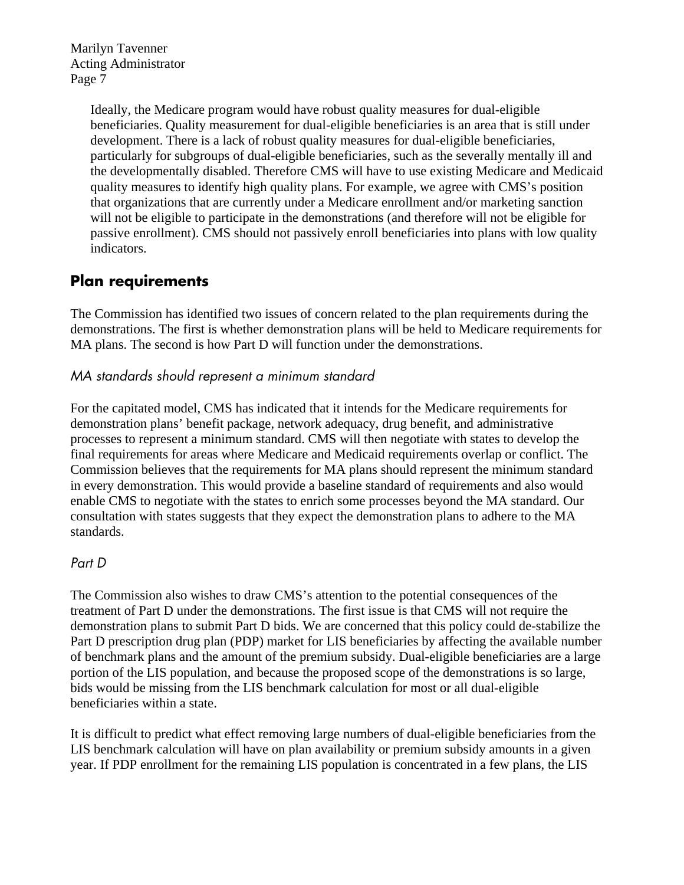Ideally, the Medicare program would have robust quality measures for dual-eligible beneficiaries. Quality measurement for dual-eligible beneficiaries is an area that is still under development. There is a lack of robust quality measures for dual-eligible beneficiaries, particularly for subgroups of dual-eligible beneficiaries, such as the severally mentally ill and the developmentally disabled. Therefore CMS will have to use existing Medicare and Medicaid quality measures to identify high quality plans. For example, we agree with CMS's position that organizations that are currently under a Medicare enrollment and/or marketing sanction will not be eligible to participate in the demonstrations (and therefore will not be eligible for passive enrollment). CMS should not passively enroll beneficiaries into plans with low quality indicators.

## Plan requirements

The Commission has identified two issues of concern related to the plan requirements during the demonstrations. The first is whether demonstration plans will be held to Medicare requirements for MA plans. The second is how Part D will function under the demonstrations.

### *MA standards should represent a minimum standard*

For the capitated model, CMS has indicated that it intends for the Medicare requirements for demonstration plans' benefit package, network adequacy, drug benefit, and administrative processes to represent a minimum standard. CMS will then negotiate with states to develop the final requirements for areas where Medicare and Medicaid requirements overlap or conflict. The Commission believes that the requirements for MA plans should represent the minimum standard in every demonstration. This would provide a baseline standard of requirements and also would enable CMS to negotiate with the states to enrich some processes beyond the MA standard. Our consultation with states suggests that they expect the demonstration plans to adhere to the MA standards.

### *Part D*

The Commission also wishes to draw CMS's attention to the potential consequences of the treatment of Part D under the demonstrations. The first issue is that CMS will not require the demonstration plans to submit Part D bids. We are concerned that this policy could de-stabilize the Part D prescription drug plan (PDP) market for LIS beneficiaries by affecting the available number of benchmark plans and the amount of the premium subsidy. Dual-eligible beneficiaries are a large portion of the LIS population, and because the proposed scope of the demonstrations is so large, bids would be missing from the LIS benchmark calculation for most or all dual-eligible beneficiaries within a state.

It is difficult to predict what effect removing large numbers of dual-eligible beneficiaries from the LIS benchmark calculation will have on plan availability or premium subsidy amounts in a given year. If PDP enrollment for the remaining LIS population is concentrated in a few plans, the LIS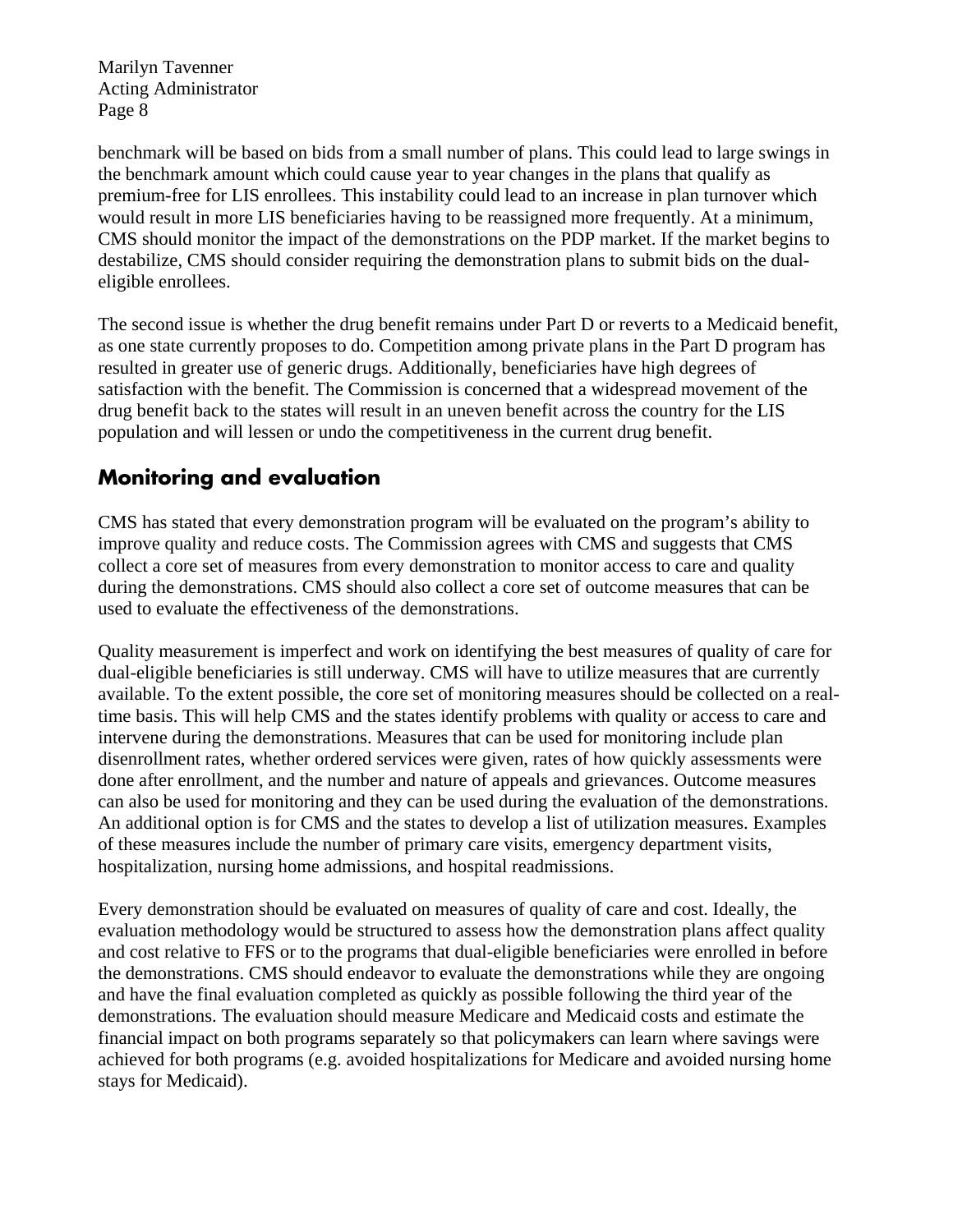benchmark will be based on bids from a small number of plans. This could lead to large swings in the benchmark amount which could cause year to year changes in the plans that qualify as premium-free for LIS enrollees. This instability could lead to an increase in plan turnover which would result in more LIS beneficiaries having to be reassigned more frequently. At a minimum, CMS should monitor the impact of the demonstrations on the PDP market. If the market begins to destabilize, CMS should consider requiring the demonstration plans to submit bids on the dual-eligible enrollees.

The second issue is whether the drug benefit remains under Part D or reverts to a Medicaid benefit, as one state currently proposes to do. Competition among private plans in the Part D program has resulted in greater use of generic drugs. Additionally, beneficiaries have high degrees of satisfaction with the benefit. The Commission is concerned that a widespread movement of the drug benefit back to the states will result in an uneven benefit across the country for the LIS population and will lessen or undo the competitiveness in the current drug benefit.

## Monitoring and evaluation

CMS has stated that every demonstration program will be evaluated on the program's ability to improve quality and reduce costs. The Commission agrees with CMS and suggests that CMS collect a core set of measures from every demonstration to monitor access to care and quality during the demonstrations. CMS should also collect a core set of outcome measures that can be used to evaluate the effectiveness of the demonstrations.

Quality measurement is imperfect and work on identifying the best measures of quality of care for dual-eligible beneficiaries is still underway. CMS will have to utilize measures that are currently available. To the extent possible, the core set of monitoring measures should be collected on a real-time basis. This will help CMS and the states identify problems with quality or access to care and intervene during the demonstrations. Measures that can be used for monitoring include plan disenrollment rates, whether ordered services were given, rates of how quickly assessments were done after enrollment, and the number and nature of appeals and grievances. Outcome measures can also be used for monitoring and they can be used during the evaluation of the demonstrations. An additional option is for CMS and the states to develop a list of utilization measures. Examples of these measures include the number of primary care visits, emergency department visits, hospitalization, nursing home admissions, and hospital readmissions.

Every demonstration should be evaluated on measures of quality of care and cost. Ideally, the evaluation methodology would be structured to assess how the demonstration plans affect quality and cost relative to FFS or to the programs that dual-eligible beneficiaries were enrolled in before the demonstrations. CMS should endeavor to evaluate the demonstrations while they are ongoing and have the final evaluation completed as quickly as possible following the third year of the demonstrations. The evaluation should measure Medicare and Medicaid costs and estimate the financial impact on both programs separately so that policymakers can learn where savings were achieved for both programs (e.g. avoided hospitalizations for Medicare and avoided nursing home stays for Medicaid).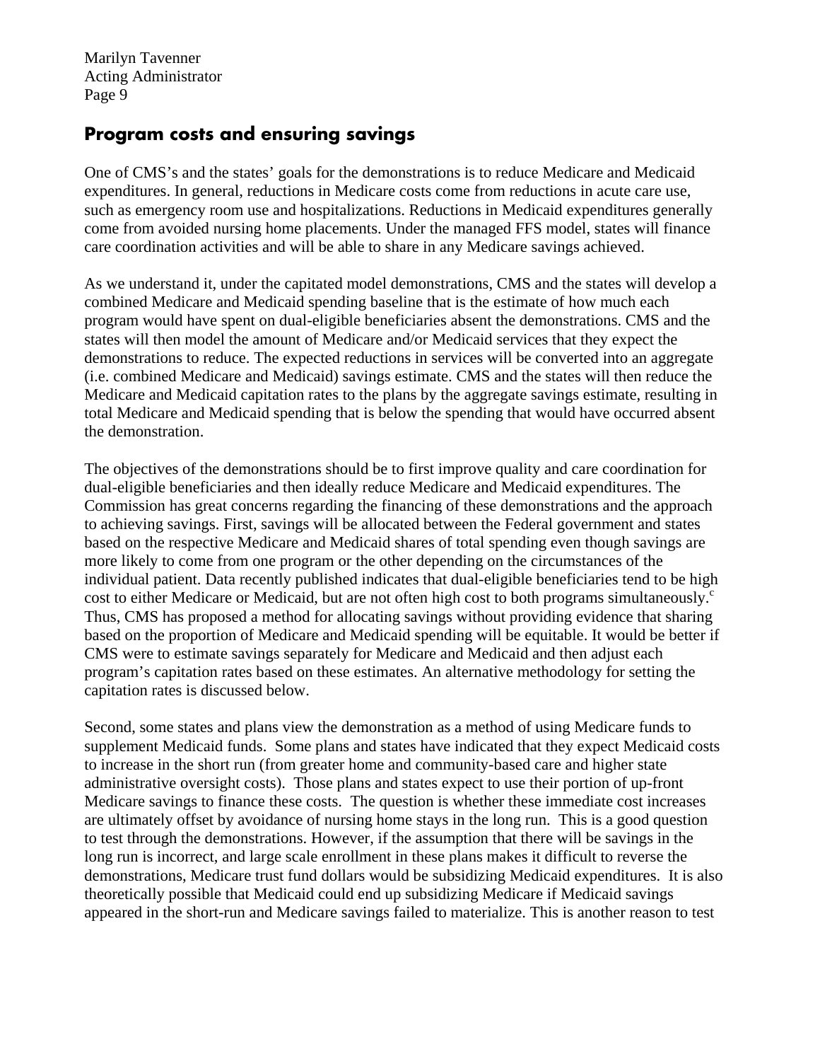## Program costs and ensuring savings

One of CMS's and the states' goals for the demonstrations is to reduce Medicare and Medicaid expenditures. In general, reductions in Medicare costs come from reductions in acute care use, such as emergency room use and hospitalizations. Reductions in Medicaid expenditures generally come from avoided nursing home placements. Under the managed FFS model, states will finance care coordination activities and will be able to share in any Medicare savings achieved.

As we understand it, under the capitated model demonstrations, CMS and the states will develop a combined Medicare and Medicaid spending baseline that is the estimate of how much each program would have spent on dual-eligible beneficiaries absent the demonstrations. CMS and the states will then model the amount of Medicare and/or Medicaid services that they expect the demonstrations to reduce. The expected reductions in services will be converted into an aggregate (i.e. combined Medicare and Medicaid) savings estimate. CMS and the states will then reduce the Medicare and Medicaid capitation rates to the plans by the aggregate savings estimate, resulting in total Medicare and Medicaid spending that is below the spending that would have occurred absent the demonstration.

The objectives of the demonstrations should be to first improve quality and care coordination for dual-eligible beneficiaries and then ideally reduce Medicare and Medicaid expenditures. The Commission has great concerns regarding the financing of these demonstrations and the approach to achieving savings. First, savings will be allocated between the Federal government and states based on the respective Medicare and Medicaid shares of total spending even though savings are more likely to come from one program or the other depending on the circumstances of the individual patient. Data recently published indicates that dual-eligible beneficiaries tend to be high cost to either Medicare or Medicaid, but are not often high cost to both programs simultaneously.[c] Thus, CMS has proposed a method for allocating savings without providing evidence that sharing based on the proportion of Medicare and Medicaid spending will be equitable. It would be better if CMS were to estimate savings separately for Medicare and Medicaid and then adjust each program's capitation rates based on these estimates. An alternative methodology for setting the capitation rates is discussed below.

Second, some states and plans view the demonstration as a method of using Medicare funds to supplement Medicaid funds. Some plans and states have indicated that they expect Medicaid costs to increase in the short run (from greater home and community-based care and higher state administrative oversight costs). Those plans and states expect to use their portion of up-front Medicare savings to finance these costs. The question is whether these immediate cost increases are ultimately offset by avoidance of nursing home stays in the long run. This is a good question to test through the demonstrations. However, if the assumption that there will be savings in the long run is incorrect, and large scale enrollment in these plans makes it difficult to reverse the demonstrations, Medicare trust fund dollars would be subsidizing Medicaid expenditures. It is also theoretically possible that Medicaid could end up subsidizing Medicare if Medicaid savings appeared in the short-run and Medicare savings failed to materialize. This is another reason to test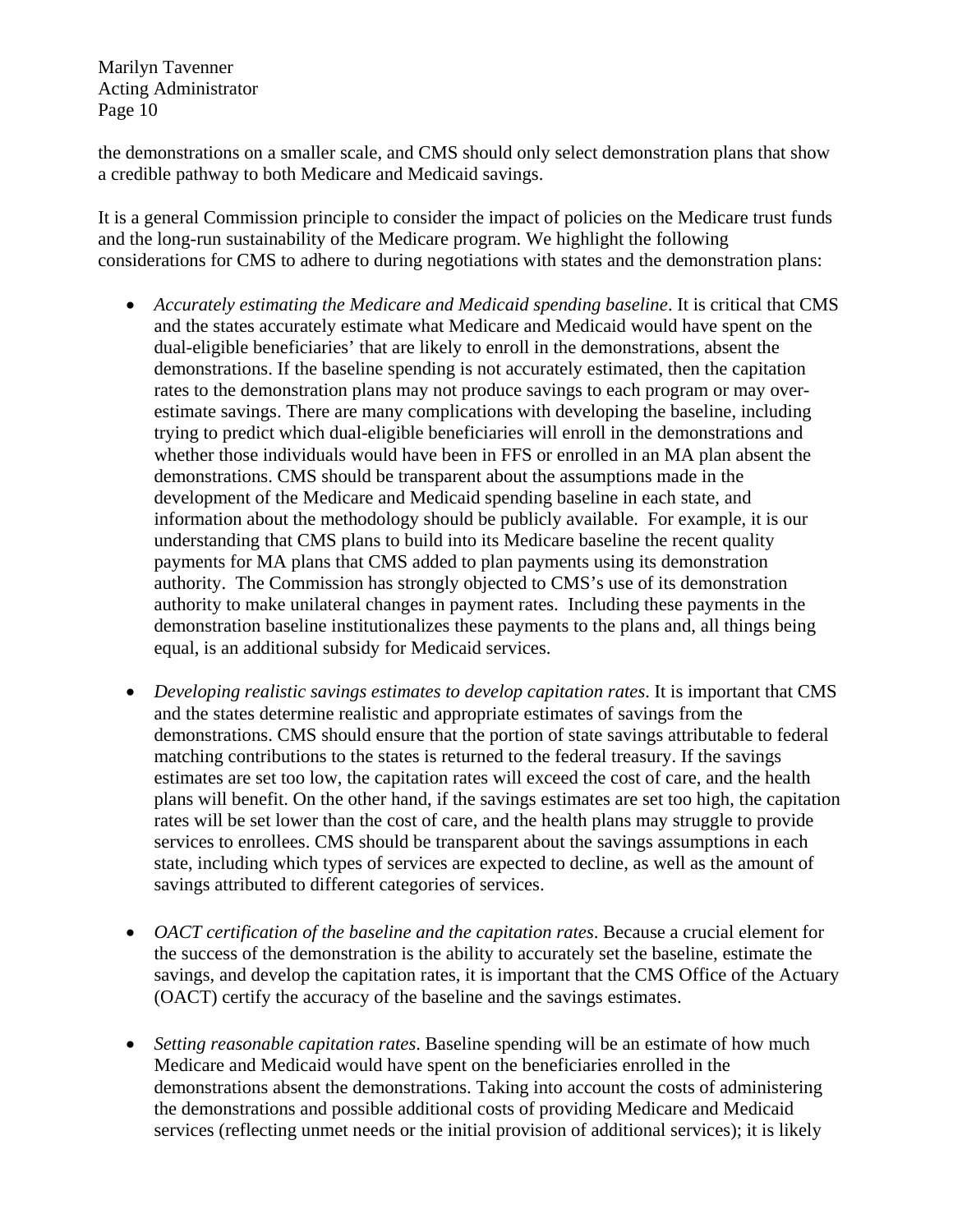the demonstrations on a smaller scale, and CMS should only select demonstration plans that show a credible pathway to both Medicare and Medicaid savings.

It is a general Commission principle to consider the impact of policies on the Medicare trust funds and the long-run sustainability of the Medicare program. We highlight the following considerations for CMS to adhere to during negotiations with states and the demonstration plans:

- *Accurately estimating the Medicare and Medicaid spending baseline*. It is critical that CMS and the states accurately estimate what Medicare and Medicaid would have spent on the dual-eligible beneficiaries' that are likely to enroll in the demonstrations, absent the demonstrations. If the baseline spending is not accurately estimated, then the capitation rates to the demonstration plans may not produce savings to each program or may over-estimate savings. There are many complications with developing the baseline, including trying to predict which dual-eligible beneficiaries will enroll in the demonstrations and whether those individuals would have been in FFS or enrolled in an MA plan absent the demonstrations. CMS should be transparent about the assumptions made in the development of the Medicare and Medicaid spending baseline in each state, and information about the methodology should be publicly available. For example, it is our understanding that CMS plans to build into its Medicare baseline the recent quality payments for MA plans that CMS added to plan payments using its demonstration authority. The Commission has strongly objected to CMS's use of its demonstration authority to make unilateral changes in payment rates. Including these payments in the demonstration baseline institutionalizes these payments to the plans and, all things being equal, is an additional subsidy for Medicaid services.

- *Developing realistic savings estimates to develop capitation rates*. It is important that CMS and the states determine realistic and appropriate estimates of savings from the demonstrations. CMS should ensure that the portion of state savings attributable to federal matching contributions to the states is returned to the federal treasury. If the savings estimates are set too low, the capitation rates will exceed the cost of care, and the health plans will benefit. On the other hand, if the savings estimates are set too high, the capitation rates will be set lower than the cost of care, and the health plans may struggle to provide services to enrollees. CMS should be transparent about the savings assumptions in each state, including which types of services are expected to decline, as well as the amount of savings attributed to different categories of services.

- *OACT certification of the baseline and the capitation rates*. Because a crucial element for the success of the demonstration is the ability to accurately set the baseline, estimate the savings, and develop the capitation rates, it is important that the CMS Office of the Actuary (OACT) certify the accuracy of the baseline and the savings estimates.

- *Setting reasonable capitation rates*. Baseline spending will be an estimate of how much Medicare and Medicaid would have spent on the beneficiaries enrolled in the demonstrations absent the demonstrations. Taking into account the costs of administering the demonstrations and possible additional costs of providing Medicare and Medicaid services (reflecting unmet needs or the initial provision of additional services); it is likely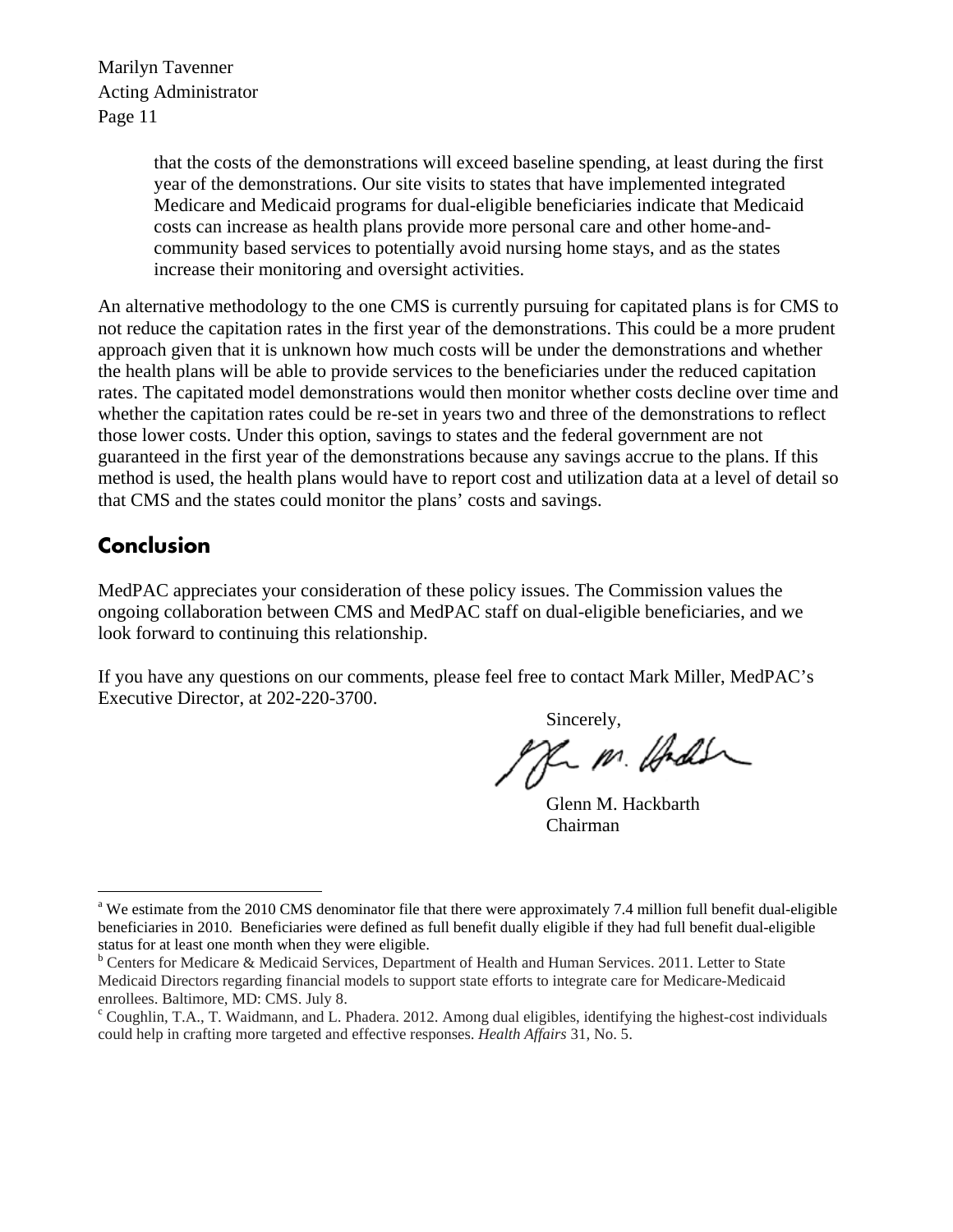that the costs of the demonstrations will exceed baseline spending, at least during the first year of the demonstrations. Our site visits to states that have implemented integrated Medicare and Medicaid programs for dual-eligible beneficiaries indicate that Medicaid costs can increase as health plans provide more personal care and other home-and-community based services to potentially avoid nursing home stays, and as the states increase their monitoring and oversight activities.

An alternative methodology to the one CMS is currently pursuing for capitated plans is for CMS to not reduce the capitation rates in the first year of the demonstrations. This could be a more prudent approach given that it is unknown how much costs will be under the demonstrations and whether the health plans will be able to provide services to the beneficiaries under the reduced capitation rates. The capitated model demonstrations would then monitor whether costs decline over time and whether the capitation rates could be re-set in years two and three of the demonstrations to reflect those lower costs. Under this option, savings to states and the federal government are not guaranteed in the first year of the demonstrations because any savings accrue to the plans. If this method is used, the health plans would have to report cost and utilization data at a level of detail so that CMS and the states could monitor the plans' costs and savings.

## Conclusion

MedPAC appreciates your consideration of these policy issues. The Commission values the ongoing collaboration between CMS and MedPAC staff on dual-eligible beneficiaries, and we look forward to continuing this relationship.

If you have any questions on our comments, please feel free to contact Mark Miller, MedPAC's Executive Director, at 202-220-3700.

Sincerely,

Glenn M. Hackbarth
Chairman

---

[a] We estimate from the 2010 CMS denominator file that there were approximately 7.4 million full benefit dual-eligible beneficiaries in 2010. Beneficiaries were defined as full benefit dually eligible if they had full benefit dual-eligible status for at least one month when they were eligible.

[b] Centers for Medicare & Medicaid Services, Department of Health and Human Services. 2011. Letter to State Medicaid Directors regarding financial models to support state efforts to integrate care for Medicare-Medicaid enrollees. Baltimore, MD: CMS. July 8.

[c] Coughlin, T.A., T. Waidmann, and L. Phadera. 2012. Among dual eligibles, identifying the highest-cost individuals could help in crafting more targeted and effective responses. *Health Affairs* 31, No. 5.